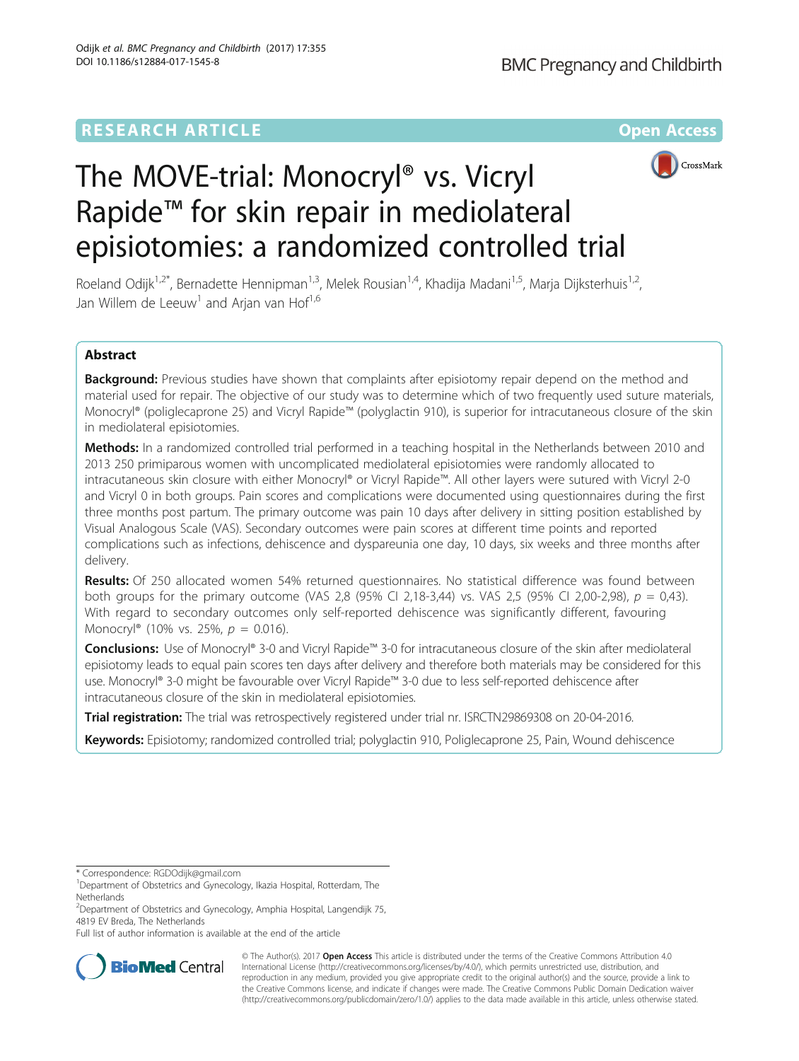RESEARCH ARTICLE

Open Access

# The MOVE-trial: Monocryl® vs. Vicryl Rapide™ for skin repair in mediolateral episiotomies: a randomized controlled trial

Roeland Odijk[1,2*], Bernadette Hennipman[1,3], Melek Rousian[1,4], Khadija Madani[1,5], Marja Dijksterhuis[1,2], Jan Willem de Leeuw[1] and Arjan van Hof[1,6]

## Abstract

**Background:** Previous studies have shown that complaints after episiotomy repair depend on the method and material used for repair. The objective of our study was to determine which of two frequently used suture materials, Monocryl® (poliglecaprone 25) and Vicryl Rapide™ (polyglactin 910), is superior for intracutaneous closure of the skin in mediolateral episiotomies.

**Methods:** In a randomized controlled trial performed in a teaching hospital in the Netherlands between 2010 and 2013 250 primiparous women with uncomplicated mediolateral episiotomies were randomly allocated to intracutaneous skin closure with either Monocryl® or Vicryl Rapide™. All other layers were sutured with Vicryl 2-0 and Vicryl 0 in both groups. Pain scores and complications were documented using questionnaires during the first three months post partum. The primary outcome was pain 10 days after delivery in sitting position established by Visual Analogous Scale (VAS). Secondary outcomes were pain scores at different time points and reported complications such as infections, dehiscence and dyspareunia one day, 10 days, six weeks and three months after delivery.

**Results:** Of 250 allocated women 54% returned questionnaires. No statistical difference was found between both groups for the primary outcome (VAS 2,8 (95% CI 2,18-3,44) vs. VAS 2,5 (95% CI 2,00-2,98), $p$ = 0,43). With regard to secondary outcomes only self-reported dehiscence was significantly different, favouring Monocryl® (10% vs. 25%, $p$ = 0.016).

**Conclusions:** Use of Monocryl® 3-0 and Vicryl Rapide™ 3-0 for intracutaneous closure of the skin after mediolateral episiotomy leads to equal pain scores ten days after delivery and therefore both materials may be considered for this use. Monocryl® 3-0 might be favourable over Vicryl Rapide™ 3-0 due to less self-reported dehiscence after intracutaneous closure of the skin in mediolateral episiotomies.

**Trial registration:** The trial was retrospectively registered under trial nr. ISRCTN29869308 on 20-04-2016.

**Keywords:** Episiotomy; randomized controlled trial; polyglactin 910, Poliglecaprone 25, Pain, Wound dehiscence

---

* Correspondence: RGDOdijk@gmail.com
[1]Department of Obstetrics and Gynecology, Ikazia Hospital, Rotterdam, The Netherlands
[2]Department of Obstetrics and Gynecology, Amphia Hospital, Langendijk 75, 4819 EV Breda, The Netherlands
Full list of author information is available at the end of the article

© The Author(s). 2017 **Open Access** This article is distributed under the terms of the Creative Commons Attribution 4.0 International License (http://creativecommons.org/licenses/by/4.0/), which permits unrestricted use, distribution, and reproduction in any medium, provided you give appropriate credit to the original author(s) and the source, provide a link to the Creative Commons license, and indicate if changes were made. The Creative Commons Public Domain Dedication waiver (http://creativecommons.org/publicdomain/zero/1.0/) applies to the data made available in this article, unless otherwise stated.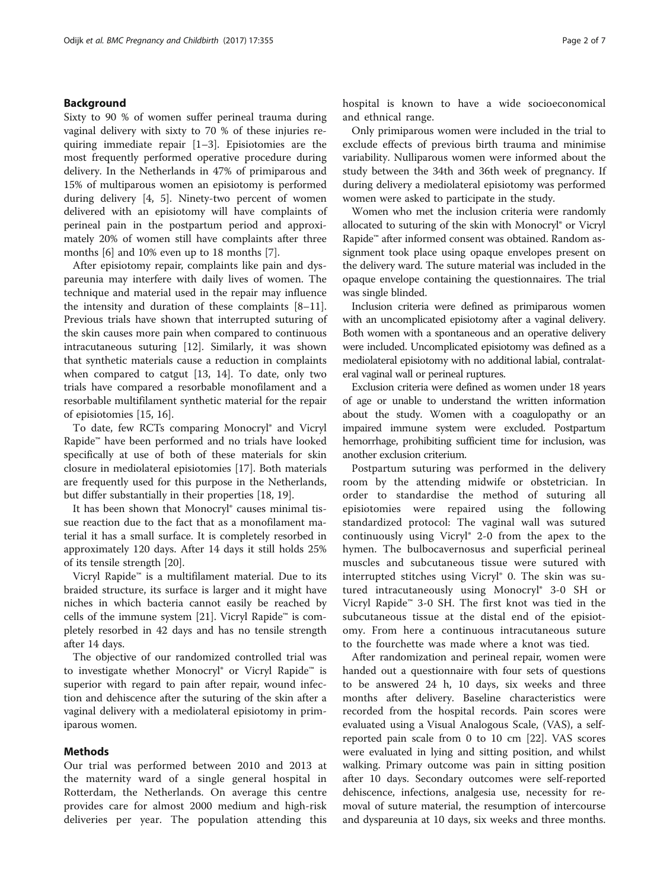## Background

Sixty to 90 % of women suffer perineal trauma during vaginal delivery with sixty to 70 % of these injuries requiring immediate repair [1–3]. Episiotomies are the most frequently performed operative procedure during delivery. In the Netherlands in 47% of primiparous and 15% of multiparous women an episiotomy is performed during delivery [4, 5]. Ninety-two percent of women delivered with an episiotomy will have complaints of perineal pain in the postpartum period and approximately 20% of women still have complaints after three months [6] and 10% even up to 18 months [7].

After episiotomy repair, complaints like pain and dyspareunia may interfere with daily lives of women. The technique and material used in the repair may influence the intensity and duration of these complaints [8–11]. Previous trials have shown that interrupted suturing of the skin causes more pain when compared to continuous intracutaneous suturing [12]. Similarly, it was shown that synthetic materials cause a reduction in complaints when compared to catgut [13, 14]. To date, only two trials have compared a resorbable monofilament and a resorbable multifilament synthetic material for the repair of episiotomies [15, 16].

To date, few RCTs comparing Monocryl® and Vicryl Rapide™ have been performed and no trials have looked specifically at use of both of these materials for skin closure in mediolateral episiotomies [17]. Both materials are frequently used for this purpose in the Netherlands, but differ substantially in their properties [18, 19].

It has been shown that Monocryl® causes minimal tissue reaction due to the fact that as a monofilament material it has a small surface. It is completely resorbed in approximately 120 days. After 14 days it still holds 25% of its tensile strength [20].

Vicryl Rapide™ is a multifilament material. Due to its braided structure, its surface is larger and it might have niches in which bacteria cannot easily be reached by cells of the immune system [21]. Vicryl Rapide™ is completely resorbed in 42 days and has no tensile strength after 14 days.

The objective of our randomized controlled trial was to investigate whether Monocryl® or Vicryl Rapide™ is superior with regard to pain after repair, wound infection and dehiscence after the suturing of the skin after a vaginal delivery with a mediolateral episiotomy in primiparous women.

## Methods

Our trial was performed between 2010 and 2013 at the maternity ward of a single general hospital in Rotterdam, the Netherlands. On average this centre provides care for almost 2000 medium and high-risk deliveries per year. The population attending this hospital is known to have a wide socioeconomical and ethnical range.

Only primiparous women were included in the trial to exclude effects of previous birth trauma and minimise variability. Nulliparous women were informed about the study between the 34th and 36th week of pregnancy. If during delivery a mediolateral episiotomy was performed women were asked to participate in the study.

Women who met the inclusion criteria were randomly allocated to suturing of the skin with Monocryl® or Vicryl Rapide™ after informed consent was obtained. Random assignment took place using opaque envelopes present on the delivery ward. The suture material was included in the opaque envelope containing the questionnaires. The trial was single blinded.

Inclusion criteria were defined as primiparous women with an uncomplicated episiotomy after a vaginal delivery. Both women with a spontaneous and an operative delivery were included. Uncomplicated episiotomy was defined as a mediolateral episiotomy with no additional labial, contralateral vaginal wall or perineal ruptures.

Exclusion criteria were defined as women under 18 years of age or unable to understand the written information about the study. Women with a coagulopathy or an impaired immune system were excluded. Postpartum hemorrhage, prohibiting sufficient time for inclusion, was another exclusion criterium.

Postpartum suturing was performed in the delivery room by the attending midwife or obstetrician. In order to standardise the method of suturing all episiotomies were repaired using the following standardized protocol: The vaginal wall was sutured continuously using Vicryl® 2-0 from the apex to the hymen. The bulbocavernosus and superficial perineal muscles and subcutaneous tissue were sutured with interrupted stitches using Vicryl® 0. The skin was sutured intracutaneously using Monocryl® 3-0 SH or Vicryl Rapide™ 3-0 SH. The first knot was tied in the subcutaneous tissue at the distal end of the episiotomy. From here a continuous intracutaneous suture to the fourchette was made where a knot was tied.

After randomization and perineal repair, women were handed out a questionnaire with four sets of questions to be answered 24 h, 10 days, six weeks and three months after delivery. Baseline characteristics were recorded from the hospital records. Pain scores were evaluated using a Visual Analogous Scale, (VAS), a self-reported pain scale from 0 to 10 cm [22]. VAS scores were evaluated in lying and sitting position, and whilst walking. Primary outcome was pain in sitting position after 10 days. Secondary outcomes were self-reported dehiscence, infections, analgesia use, necessity for removal of suture material, the resumption of intercourse and dyspareunia at 10 days, six weeks and three months.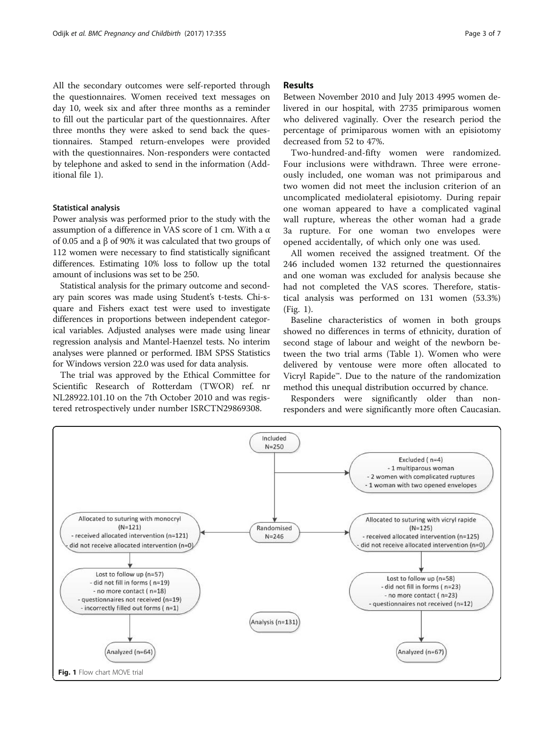All the secondary outcomes were self-reported through the questionnaires. Women received text messages on day 10, week six and after three months as a reminder to fill out the particular part of the questionnaires. After three months they were asked to send back the questionnaires. Stamped return-envelopes were provided with the questionnaires. Non-responders were contacted by telephone and asked to send in the information (Additional file 1).

### Statistical analysis

Power analysis was performed prior to the study with the assumption of a difference in VAS score of 1 cm. With a $\alpha$ of 0.05 and a $\beta$ of 90% it was calculated that two groups of 112 women were necessary to find statistically significant differences. Estimating 10% loss to follow up the total amount of inclusions was set to be 250.

Statistical analysis for the primary outcome and secondary pain scores was made using Student's t-tests. Chi-square and Fishers exact test were used to investigate differences in proportions between independent categorical variables. Adjusted analyses were made using linear regression analysis and Mantel-Haenzel tests. No interim analyses were planned or performed. IBM SPSS Statistics for Windows version 22.0 was used for data analysis.

The trial was approved by the Ethical Committee for Scientific Research of Rotterdam (TWOR) ref. nr NL28922.101.10 on the 7th October 2010 and was registered retrospectively under number ISRCTN29869308.

## Results

Between November 2010 and July 2013 4995 women delivered in our hospital, with 2735 primiparous women who delivered vaginally. Over the research period the percentage of primiparous women with an episiotomy decreased from 52 to 47%.

Two-hundred-and-fifty women were randomized. Four inclusions were withdrawn. Three were erroneously included, one woman was not primiparous and two women did not meet the inclusion criterion of an uncomplicated mediolateral episiotomy. During repair one woman appeared to have a complicated vaginal wall rupture, whereas the other woman had a grade 3a rupture. For one woman two envelopes were opened accidentally, of which only one was used.

All women received the assigned treatment. Of the 246 included women 132 returned the questionnaires and one woman was excluded for analysis because she had not completed the VAS scores. Therefore, statistical analysis was performed on 131 women (53.3%) (Fig. 1).

Baseline characteristics of women in both groups showed no differences in terms of ethnicity, duration of second stage of labour and weight of the newborn between the two trial arms (Table 1). Women who were delivered by ventouse were more often allocated to Vicryl Rapide™. Due to the nature of the randomization method this unequal distribution occurred by chance.

Responders were significantly older than non-responders and were significantly more often Caucasian.

Included N=250

Excluded (n=4)
- 1 multiparous woman
- 2 women with complicated ruptures
- 1 woman with two opened envelopes

Randomised N=246

Allocated to suturing with monocryl (N=121)
- received allocated intervention (n=121)
- did not receive allocated intervention (n=0)

Allocated to suturing with vicryl rapide (N=125)
- received allocated intervention (n=125)
- did not receive allocated intervention (n=0)

Lost to follow up (n=57)
- did not fill in forms (n=19)
- no more contact (n=18)
- questionnaires not received (n=19)
- incorrectly filled out forms (n=1)

Lost to follow up (n=58)
- did not fill in forms (n=23)
- no more contact (n=23)
- questionnaires not received (n=12)

Analysis (n=131)

Analyzed (n=64)

Analyzed (n=67)

**Fig. 1** Flow chart MOVE trial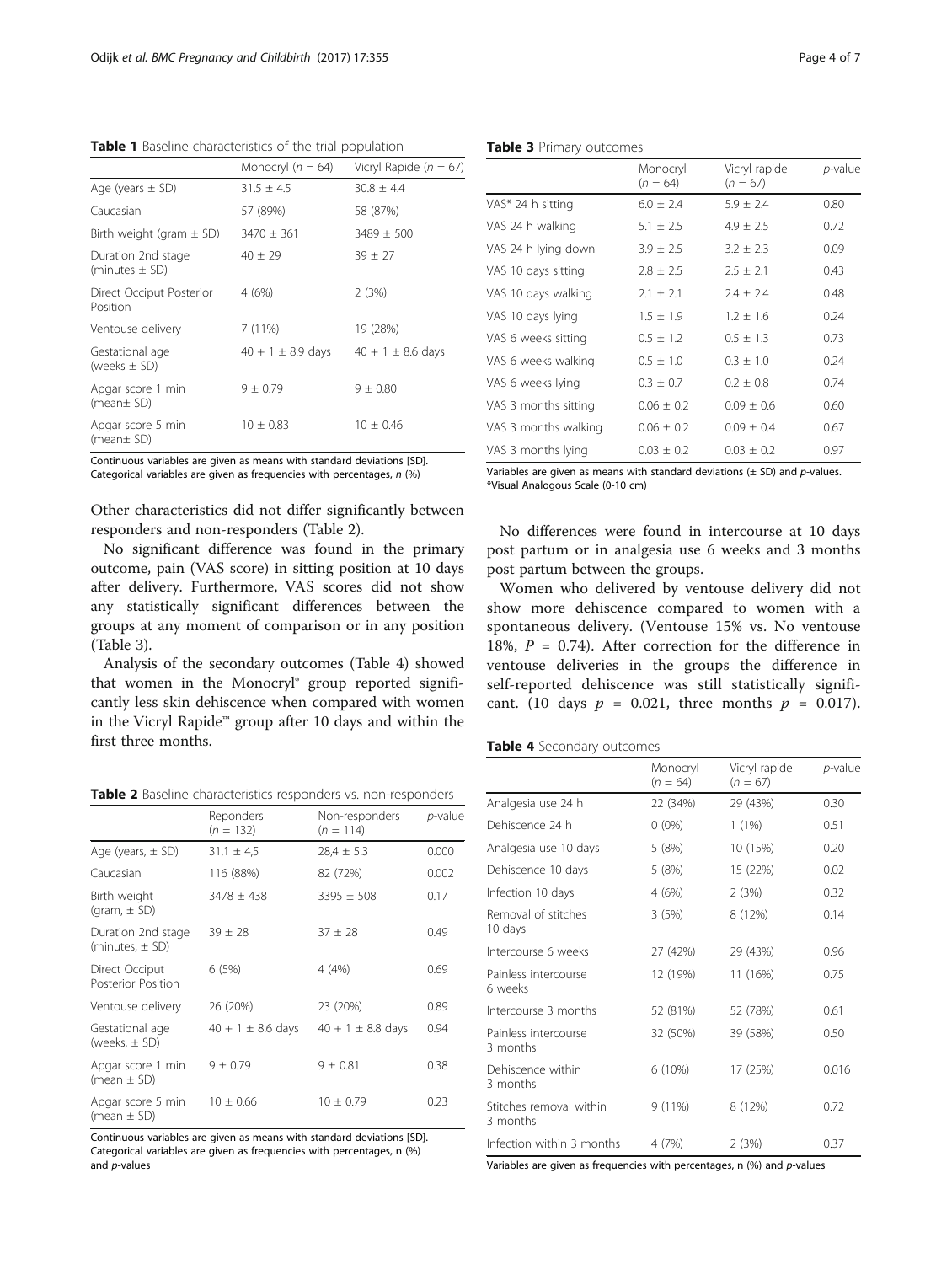**Table 1** Baseline characteristics of the trial population

| | Monocryl ($n$ = 64) | Vicryl Rapide ($n$ = 67) |
|---|---|---|
| Age (years ± SD) | 31.5 ± 4.5 | 30.8 ± 4.4 |
| Caucasian | 57 (89%) | 58 (87%) |
| Birth weight (gram ± SD) | 3470 ± 361 | 3489 ± 500 |
| Duration 2nd stage (minutes ± SD) | 40 ± 29 | 39 ± 27 |
| Direct Occiput Posterior Position | 4 (6%) | 2 (3%) |
| Ventouse delivery | 7 (11%) | 19 (28%) |
| Gestational age (weeks ± SD) | 40 + 1 ± 8.9 days | 40 + 1 ± 8.6 days |
| Apgar score 1 min (mean± SD) | 9 ± 0.79 | 9 ± 0.80 |
| Apgar score 5 min (mean± SD) | 10 ± 0.83 | 10 ± 0.46 |

Continuous variables are given as means with standard deviations [SD]. Categorical variables are given as frequencies with percentages, $n$ (%)

Other characteristics did not differ significantly between responders and non-responders (Table 2).

No significant difference was found in the primary outcome, pain (VAS score) in sitting position at 10 days after delivery. Furthermore, VAS scores did not show any statistically significant differences between the groups at any moment of comparison or in any position (Table 3).

Analysis of the secondary outcomes (Table 4) showed that women in the Monocryl® group reported significantly less skin dehiscence when compared with women in the Vicryl Rapide™ group after 10 days and within the first three months.

**Table 2** Baseline characteristics responders vs. non-responders

| | Responders ($n$ = 132) | Non-responders ($n$ = 114) | $p$-value |
|---|---|---|---|
| Age (years, ± SD) | 31,1 ± 4,5 | 28,4 ± 5.3 | 0.000 |
| Caucasian | 116 (88%) | 82 (72%) | 0.002 |
| Birth weight (gram, ± SD) | 3478 ± 438 | 3395 ± 508 | 0.17 |
| Duration 2nd stage (minutes, ± SD) | 39 ± 28 | 37 ± 28 | 0.49 |
| Direct Occiput Posterior Position | 6 (5%) | 4 (4%) | 0.69 |
| Ventouse delivery | 26 (20%) | 23 (20%) | 0.89 |
| Gestational age (weeks, ± SD) | 40 + 1 ± 8.6 days | 40 + 1 ± 8.8 days | 0.94 |
| Apgar score 1 min (mean ± SD) | 9 ± 0.79 | 9 ± 0.81 | 0.38 |
| Apgar score 5 min (mean ± SD) | 10 ± 0.66 | 10 ± 0.79 | 0.23 |

Continuous variables are given as means with standard deviations [SD]. Categorical variables are given as frequencies with percentages, n (%) and $p$-values

**Table 3** Primary outcomes

| | Monocryl ($n$ = 64) | Vicryl rapide ($n$ = 67) | $p$-value |
|---|---|---|---|
| VAS* 24 h sitting | 6.0 ± 2.4 | 5.9 ± 2.4 | 0.80 |
| VAS 24 h walking | 5.1 ± 2.5 | 4.9 ± 2.5 | 0.72 |
| VAS 24 h lying down | 3.9 ± 2.5 | 3.2 ± 2.3 | 0.09 |
| VAS 10 days sitting | 2.8 ± 2.5 | 2.5 ± 2.1 | 0.43 |
| VAS 10 days walking | 2.1 ± 2.1 | 2.4 ± 2.4 | 0.48 |
| VAS 10 days lying | 1.5 ± 1.9 | 1.2 ± 1.6 | 0.24 |
| VAS 6 weeks sitting | 0.5 ± 1.2 | 0.5 ± 1.3 | 0.73 |
| VAS 6 weeks walking | 0.5 ± 1.0 | 0.3 ± 1.0 | 0.24 |
| VAS 6 weeks lying | 0.3 ± 0.7 | 0.2 ± 0.8 | 0.74 |
| VAS 3 months sitting | 0.06 ± 0.2 | 0.09 ± 0.6 | 0.60 |
| VAS 3 months walking | 0.06 ± 0.2 | 0.09 ± 0.4 | 0.67 |
| VAS 3 months lying | 0.03 ± 0.2 | 0.03 ± 0.2 | 0.97 |

Variables are given as means with standard deviations (± SD) and $p$-values.
*Visual Analogous Scale (0-10 cm)

No differences were found in intercourse at 10 days post partum or in analgesia use 6 weeks and 3 months post partum between the groups.

Women who delivered by ventouse delivery did not show more dehiscence compared to women with a spontaneous delivery. (Ventouse 15% vs. No ventouse 18%, $P$ = 0.74). After correction for the difference in ventouse deliveries in the groups the difference in self-reported dehiscence was still statistically significant. (10 days $p$ = 0.021, three months $p$ = 0.017).

**Table 4** Secondary outcomes

| | Monocryl ($n$ = 64) | Vicryl rapide ($n$ = 67) | $p$-value |
|---|---|---|---|
| Analgesia use 24 h | 22 (34%) | 29 (43%) | 0.30 |
| Dehiscence 24 h | 0 (0%) | 1 (1%) | 0.51 |
| Analgesia use 10 days | 5 (8%) | 10 (15%) | 0.20 |
| Dehiscence 10 days | 5 (8%) | 15 (22%) | 0.02 |
| Infection 10 days | 4 (6%) | 2 (3%) | 0.32 |
| Removal of stitches 10 days | 3 (5%) | 8 (12%) | 0.14 |
| Intercourse 6 weeks | 27 (42%) | 29 (43%) | 0.96 |
| Painless intercourse 6 weeks | 12 (19%) | 11 (16%) | 0.75 |
| Intercourse 3 months | 52 (81%) | 52 (78%) | 0.61 |
| Painless intercourse 3 months | 32 (50%) | 39 (58%) | 0.50 |
| Dehiscence within 3 months | 6 (10%) | 17 (25%) | 0.016 |
| Stitches removal within 3 months | 9 (11%) | 8 (12%) | 0.72 |
| Infection within 3 months | 4 (7%) | 2 (3%) | 0.37 |

Variables are given as frequencies with percentages, n (%) and $p$-values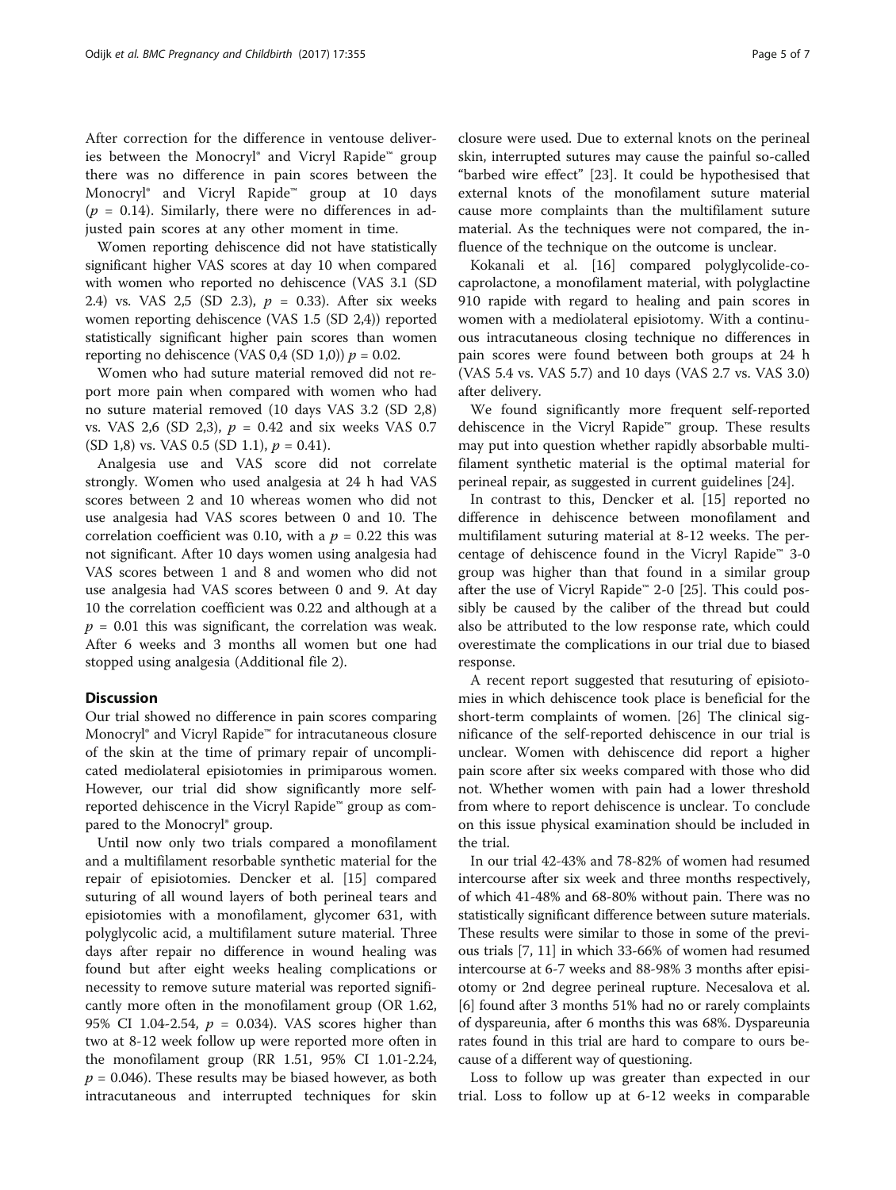After correction for the difference in ventouse deliveries between the Monocryl® and Vicryl Rapide™ group there was no difference in pain scores between the Monocryl® and Vicryl Rapide™ group at 10 days ($p$ = 0.14). Similarly, there were no differences in adjusted pain scores at any other moment in time.

Women reporting dehiscence did not have statistically significant higher VAS scores at day 10 when compared with women who reported no dehiscence (VAS 3.1 (SD 2.4) vs. VAS 2,5 (SD 2.3), $p$ = 0.33). After six weeks women reporting dehiscence (VAS 1.5 (SD 2,4)) reported statistically significant higher pain scores than women reporting no dehiscence (VAS 0,4 (SD 1,0)) $p$ = 0.02.

Women who had suture material removed did not report more pain when compared with women who had no suture material removed (10 days VAS 3.2 (SD 2,8) vs. VAS 2,6 (SD 2,3), $p$ = 0.42 and six weeks VAS 0.7 (SD 1,8) vs. VAS 0.5 (SD 1.1), $p$ = 0.41).

Analgesia use and VAS score did not correlate strongly. Women who used analgesia at 24 h had VAS scores between 2 and 10 whereas women who did not use analgesia had VAS scores between 0 and 10. The correlation coefficient was 0.10, with a $p$ = 0.22 this was not significant. After 10 days women using analgesia had VAS scores between 1 and 8 and women who did not use analgesia had VAS scores between 0 and 9. At day 10 the correlation coefficient was 0.22 and although at a $p$ = 0.01 this was significant, the correlation was weak. After 6 weeks and 3 months all women but one had stopped using analgesia (Additional file 2).

## Discussion

Our trial showed no difference in pain scores comparing Monocryl® and Vicryl Rapide™ for intracutaneous closure of the skin at the time of primary repair of uncomplicated mediolateral episiotomies in primiparous women. However, our trial did show significantly more self-reported dehiscence in the Vicryl Rapide™ group as compared to the Monocryl® group.

Until now only two trials compared a monofilament and a multifilament resorbable synthetic material for the repair of episiotomies. Dencker et al. [15] compared suturing of all wound layers of both perineal tears and episiotomies with a monofilament, glycomer 631, with polyglycolic acid, a multifilament suture material. Three days after repair no difference in wound healing was found but after eight weeks healing complications or necessity to remove suture material was reported significantly more often in the monofilament group (OR 1.62, 95% CI 1.04-2.54, $p$ = 0.034). VAS scores higher than two at 8-12 week follow up were reported more often in the monofilament group (RR 1.51, 95% CI 1.01-2.24, $p$ = 0.046). These results may be biased however, as both intracutaneous and interrupted techniques for skin closure were used. Due to external knots on the perineal skin, interrupted sutures may cause the painful so-called "barbed wire effect" [23]. It could be hypothesised that external knots of the monofilament suture material cause more complaints than the multifilament suture material. As the techniques were not compared, the influence of the technique on the outcome is unclear.

Kokanali et al. [16] compared polyglycolide-co-caprolactone, a monofilament material, with polyglactine 910 rapide with regard to healing and pain scores in women with a mediolateral episiotomy. With a continuous intracutaneous closing technique no differences in pain scores were found between both groups at 24 h (VAS 5.4 vs. VAS 5.7) and 10 days (VAS 2.7 vs. VAS 3.0) after delivery.

We found significantly more frequent self-reported dehiscence in the Vicryl Rapide™ group. These results may put into question whether rapidly absorbable multifilament synthetic material is the optimal material for perineal repair, as suggested in current guidelines [24].

In contrast to this, Dencker et al. [15] reported no difference in dehiscence between monofilament and multifilament suturing material at 8-12 weeks. The percentage of dehiscence found in the Vicryl Rapide™ 3-0 group was higher than that found in a similar group after the use of Vicryl Rapide™ 2-0 [25]. This could possibly be caused by the caliber of the thread but could also be attributed to the low response rate, which could overestimate the complications in our trial due to biased response.

A recent report suggested that resuturing of episiotomies in which dehiscence took place is beneficial for the short-term complaints of women. [26] The clinical significance of the self-reported dehiscence in our trial is unclear. Women with dehiscence did report a higher pain score after six weeks compared with those who did not. Whether women with pain had a lower threshold from where to report dehiscence is unclear. To conclude on this issue physical examination should be included in the trial.

In our trial 42-43% and 78-82% of women had resumed intercourse after six week and three months respectively, of which 41-48% and 68-80% without pain. There was no statistically significant difference between suture materials. These results were similar to those in some of the previous trials [7, 11] in which 33-66% of women had resumed intercourse at 6-7 weeks and 88-98% 3 months after episiotomy or 2nd degree perineal rupture. Necesalova et al. [6] found after 3 months 51% had no or rarely complaints of dyspareunia, after 6 months this was 68%. Dyspareunia rates found in this trial are hard to compare to ours because of a different way of questioning.

Loss to follow up was greater than expected in our trial. Loss to follow up at 6-12 weeks in comparable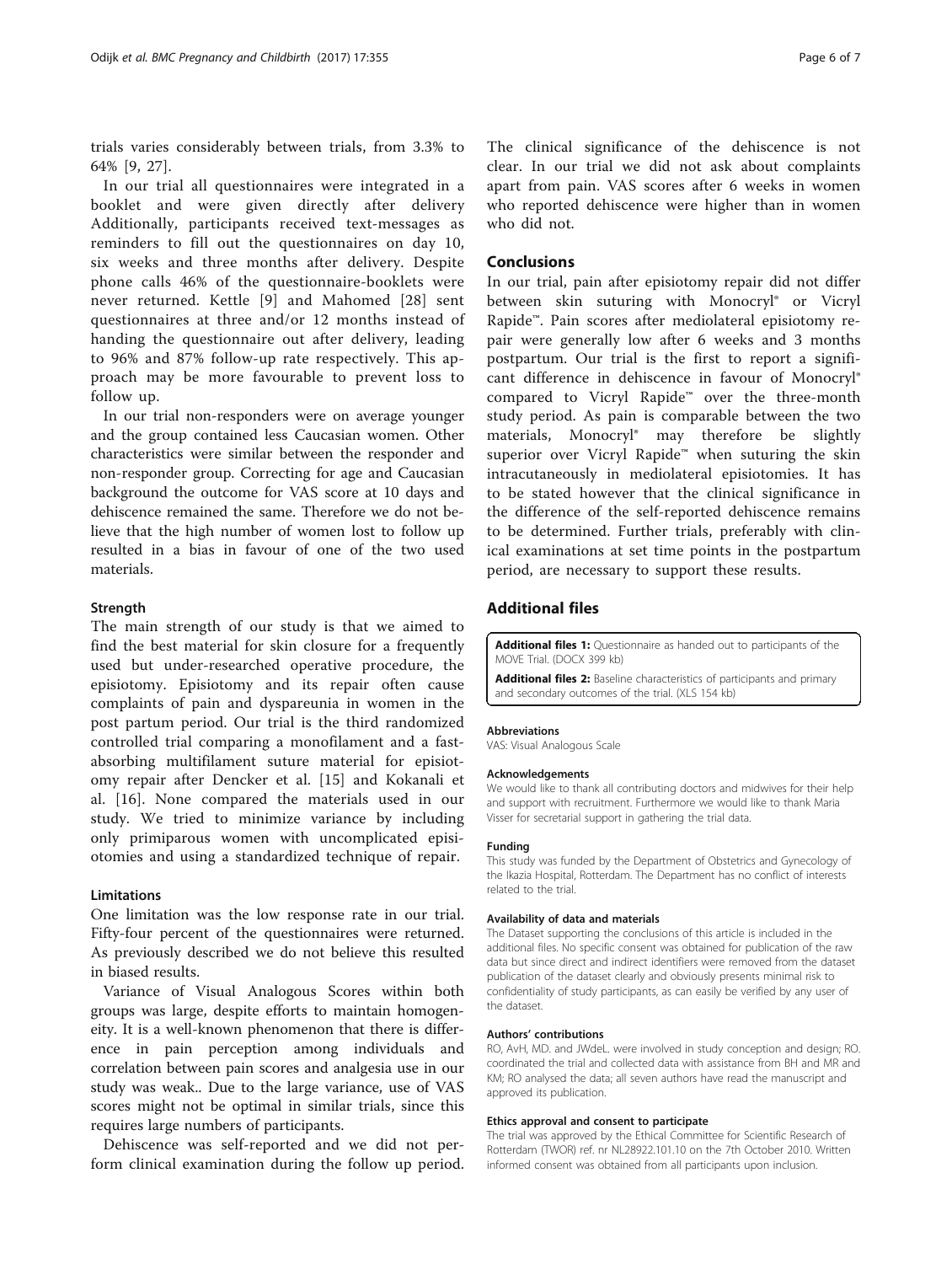trials varies considerably between trials, from 3.3% to 64% [9, 27].

In our trial all questionnaires were integrated in a booklet and were given directly after delivery Additionally, participants received text-messages as reminders to fill out the questionnaires on day 10, six weeks and three months after delivery. Despite phone calls 46% of the questionnaire-booklets were never returned. Kettle [9] and Mahomed [28] sent questionnaires at three and/or 12 months instead of handing the questionnaire out after delivery, leading to 96% and 87% follow-up rate respectively. This approach may be more favourable to prevent loss to follow up.

In our trial non-responders were on average younger and the group contained less Caucasian women. Other characteristics were similar between the responder and non-responder group. Correcting for age and Caucasian background the outcome for VAS score at 10 days and dehiscence remained the same. Therefore we do not believe that the high number of women lost to follow up resulted in a bias in favour of one of the two used materials.

### Strength

The main strength of our study is that we aimed to find the best material for skin closure for a frequently used but under-researched operative procedure, the episiotomy. Episiotomy and its repair often cause complaints of pain and dyspareunia in women in the post partum period. Our trial is the third randomized controlled trial comparing a monofilament and a fast-absorbing multifilament suture material for episiotomy repair after Dencker et al. [15] and Kokanali et al. [16]. None compared the materials used in our study. We tried to minimize variance by including only primiparous women with uncomplicated episiotomies and using a standardized technique of repair.

### Limitations

One limitation was the low response rate in our trial. Fifty-four percent of the questionnaires were returned. As previously described we do not believe this resulted in biased results.

Variance of Visual Analogous Scores within both groups was large, despite efforts to maintain homogeneity. It is a well-known phenomenon that there is difference in pain perception among individuals and correlation between pain scores and analgesia use in our study was weak.. Due to the large variance, use of VAS scores might not be optimal in similar trials, since this requires large numbers of participants.

Dehiscence was self-reported and we did not perform clinical examination during the follow up period. The clinical significance of the dehiscence is not clear. In our trial we did not ask about complaints apart from pain. VAS scores after 6 weeks in women who reported dehiscence were higher than in women who did not.

## Conclusions

In our trial, pain after episiotomy repair did not differ between skin suturing with Monocryl® or Vicryl Rapide™. Pain scores after mediolateral episiotomy repair were generally low after 6 weeks and 3 months postpartum. Our trial is the first to report a significant difference in dehiscence in favour of Monocryl® compared to Vicryl Rapide™ over the three-month study period. As pain is comparable between the two materials, Monocryl® may therefore be slightly superior over Vicryl Rapide™ when suturing the skin intracutaneously in mediolateral episiotomies. It has to be stated however that the clinical significance in the difference of the self-reported dehiscence remains to be determined. Further trials, preferably with clinical examinations at set time points in the postpartum period, are necessary to support these results.

## Additional files

**Additional files 1:** Questionnaire as handed out to participants of the MOVE Trial. (DOCX 399 kb)

**Additional files 2:** Baseline characteristics of participants and primary and secondary outcomes of the trial. (XLS 154 kb)

#### Abbreviations

VAS: Visual Analogous Scale

#### Acknowledgements

We would like to thank all contributing doctors and midwives for their help and support with recruitment. Furthermore we would like to thank Maria Visser for secretarial support in gathering the trial data.

#### Funding

This study was funded by the Department of Obstetrics and Gynecology of the Ikazia Hospital, Rotterdam. The Department has no conflict of interests related to the trial.

#### Availability of data and materials

The Dataset supporting the conclusions of this article is included in the additional files. No specific consent was obtained for publication of the raw data but since direct and indirect identifiers were removed from the dataset publication of the dataset clearly and obviously presents minimal risk to confidentiality of study participants, as can easily be verified by any user of the dataset.

#### Authors' contributions

RO, AvH, MD. and JWdeL. were involved in study conception and design; RO. coordinated the trial and collected data with assistance from BH and MR and KM; RO analysed the data; all seven authors have read the manuscript and approved its publication.

#### Ethics approval and consent to participate

The trial was approved by the Ethical Committee for Scientific Research of Rotterdam (TWOR) ref. nr NL28922.101.10 on the 7th October 2010. Written informed consent was obtained from all participants upon inclusion.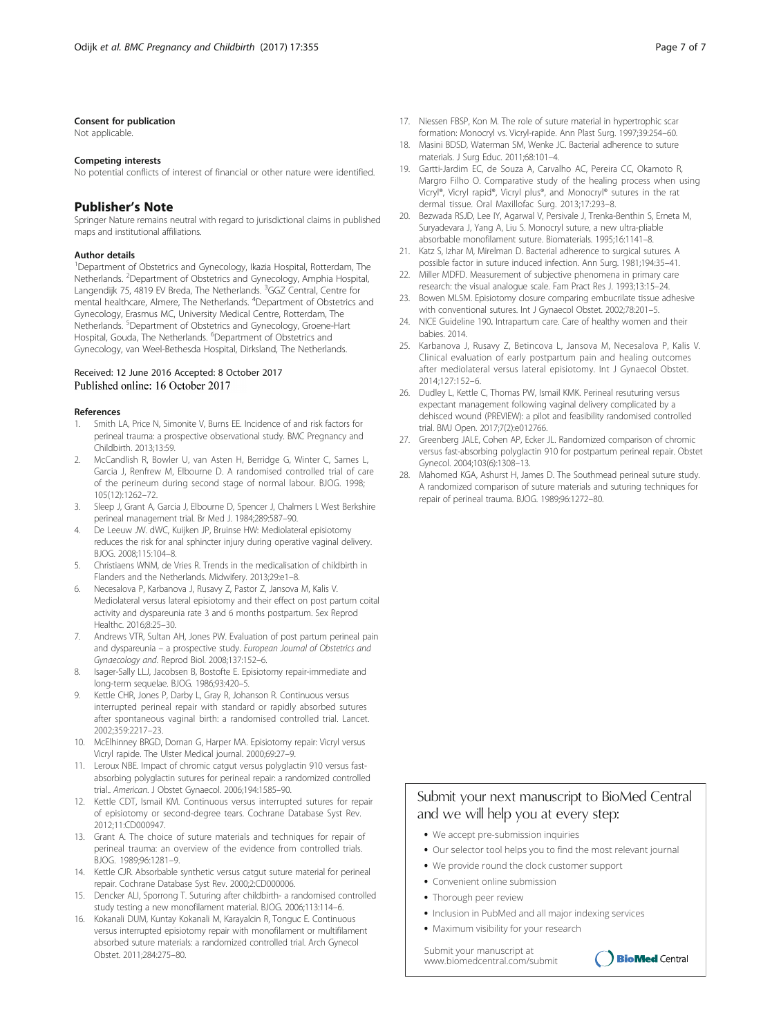#### Consent for publication
Not applicable.

#### Competing interests
No potential conflicts of interest of financial or other nature were identified.

## Publisher's Note
Springer Nature remains neutral with regard to jurisdictional claims in published maps and institutional affiliations.

#### Author details
[1]Department of Obstetrics and Gynecology, Ikazia Hospital, Rotterdam, The Netherlands. [2]Department of Obstetrics and Gynecology, Amphia Hospital, Langendijk 75, 4819 EV Breda, The Netherlands. [3]GGZ Central, Centre for mental healthcare, Almere, The Netherlands. [4]Department of Obstetrics and Gynecology, Erasmus MC, University Medical Centre, Rotterdam, The Netherlands. [5]Department of Obstetrics and Gynecology, Groene-Hart Hospital, Gouda, The Netherlands. [6]Department of Obstetrics and Gynecology, van Weel-Bethesda Hospital, Dirksland, The Netherlands.

Received: 12 June 2016 Accepted: 8 October 2017
Published online: 16 October 2017

#### References
1. Smith LA, Price N, Simonite V, Burns EE. Incidence of and risk factors for perineal trauma: a prospective observational study. BMC Pregnancy and Childbirth. 2013;13:59.
2. McCandlish R, Bowler U, van Asten H, Berridge G, Winter C, Sames L, Garcia J, Renfrew M, Elbourne D. A randomised controlled trial of care of the perineum during second stage of normal labour. BJOG. 1998; 105(12):1262–72.
3. Sleep J, Grant A, Garcia J, Elbourne D, Spencer J, Chalmers I. West Berkshire perineal management trial. Br Med J. 1984;289:587–90.
4. De Leeuw JW. dWC, Kuijken JP, Bruinse HW: Mediolateral episiotomy reduces the risk for anal sphincter injury during operative vaginal delivery. BJOG. 2008;115:104–8.
5. Christiaens WNM, de Vries R. Trends in the medicalisation of childbirth in Flanders and the Netherlands. Midwifery. 2013;29:e1–8.
6. Necesalova P, Karbanova J, Rusavy Z, Pastor Z, Jansova M, Kalis V. Mediolateral versus lateral episiotomy and their effect on post partum coital activity and dyspareunia rate 3 and 6 months postpartum. Sex Reprod Healthc. 2016;8:25–30.
7. Andrews VTR, Sultan AH, Jones PW. Evaluation of post partum perineal pain and dyspareunia – a prospective study. *European Journal of Obstetrics and Gynaecology and*. Reprod Biol. 2008;137:152–6.
8. Isager-Sally LLJ, Jacobsen B, Bostofte E. Episiotomy repair-immediate and long-term sequelae. BJOG. 1986;93:420–5.
9. Kettle CHR, Jones P, Darby L, Gray R, Johanson R. Continuous versus interrupted perineal repair with standard or rapidly absorbed sutures after spontaneous vaginal birth: a randomised controlled trial. Lancet. 2002;359:2217–23.
10. McElhinney BRGD, Dornan G, Harper MA. Episiotomy repair: Vicryl versus Vicryl rapide. The Ulster Medical journal. 2000;69:27–9.
11. Leroux NBE. Impact of chromic catgut versus polyglactin 910 versus fast-absorbing polyglactin sutures for perineal repair: a randomized controlled trial.. *American*. J Obstet Gynaecol. 2006;194:1585–90.
12. Kettle CDT, Ismail KM. Continuous versus interrupted sutures for repair of episiotomy or second-degree tears. Cochrane Database Syst Rev. 2012;11:CD000947.
13. Grant A. The choice of suture materials and techniques for repair of perineal trauma: an overview of the evidence from controlled trials. BJOG. 1989;96:1281–9.
14. Kettle CJR. Absorbable synthetic versus catgut suture material for perineal repair. Cochrane Database Syst Rev. 2000;2:CD000006.
15. Dencker ALI, Sporrong T. Suturing after childbirth- a randomised controlled study testing a new monofilament material. BJOG. 2006;113:114–6.
16. Kokanali DUM, Kuntay Kokanali M, Karayalcin R, Tonguc E. Continuous versus interrupted episiotomy repair with monofilament or multifilament absorbed suture materials: a randomized controlled trial. Arch Gynecol Obstet. 2011;284:275–80.
17. Niessen FBSP, Kon M. The role of suture material in hypertrophic scar formation: Monocryl vs. Vicryl-rapide. Ann Plast Surg. 1997;39:254–60.
18. Masini BDSD, Waterman SM, Wenke JC. Bacterial adherence to suture materials. J Surg Educ. 2011;68:101–4.
19. Gartti-Jardim EC, de Souza A, Carvalho AC, Pereira CC, Okamoto R, Margro Filho O. Comparative study of the healing process when using Vicryl®, Vicryl rapid®, Vicryl plus®, and Monocryl® sutures in the rat dermal tissue. Oral Maxillofac Surg. 2013;17:293–8.
20. Bezwada RSJD, Lee IY, Agarwal V, Persivale J, Trenka-Benthin S, Erneta M, Suryadevara J, Yang A, Liu S. Monocryl suture, a new ultra-pliable absorbable monofilament suture. Biomaterials. 1995;16:1141–8.
21. Katz S, Izhar M, Mirelman D. Bacterial adherence to surgical sutures. A possible factor in suture induced infection. Ann Surg. 1981;194:35–41.
22. Miller MDFD. Measurement of subjective phenomena in primary care research: the visual analogue scale. Fam Pract Res J. 1993;13:15–24.
23. Bowen MLSM. Episiotomy closure comparing embucrilate tissue adhesive with conventional sutures. Int J Gynaecol Obstet. 2002;78:201–5.
24. NICE Guideline 190. Intrapartum care. Care of healthy women and their babies. 2014.
25. Karbanova J, Rusavy Z, Betincova L, Jansova M, Necesalova P, Kalis V. Clinical evaluation of early postpartum pain and healing outcomes after mediolateral versus lateral episiotomy. Int J Gynaecol Obstet. 2014;127:152–6.
26. Dudley L, Kettle C, Thomas PW, Ismail KMK. Perineal resuturing versus expectant management following vaginal delivery complicated by a dehisced wound (PREVIEW): a pilot and feasibility randomised controlled trial. BMJ Open. 2017;7(2):e012766.
27. Greenberg JALE, Cohen AP, Ecker JL. Randomized comparison of chromic versus fast-absorbing polyglactin 910 for postpartum perineal repair. Obstet Gynecol. 2004;103(6):1308–13.
28. Mahomed KGA, Ashurst H, James D. The Southmead perineal suture study. A randomized comparison of suture materials and suturing techniques for repair of perineal trauma. BJOG. 1989;96:1272–80.

Submit your next manuscript to BioMed Central and we will help you at every step:

- We accept pre-submission inquiries
- Our selector tool helps you to find the most relevant journal
- We provide round the clock customer support
- Convenient online submission
- Thorough peer review
- Inclusion in PubMed and all major indexing services
- Maximum visibility for your research

Submit your manuscript at
www.biomedcentral.com/submit

BioMed Central